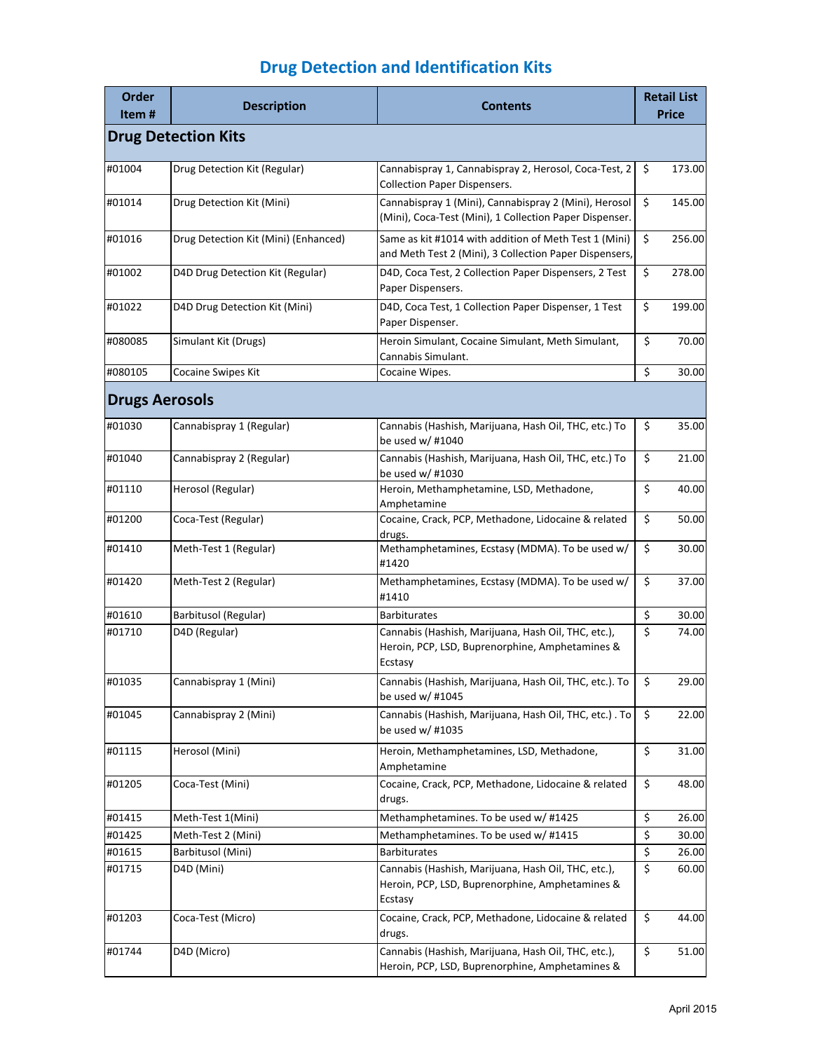# Drug Detection and Identification Kits

| Order Item # | Description | Contents | Retail List Price |
|---|---|---|---|
| **Drug Detection Kits** | | | |
| #01004 | Drug Detection Kit (Regular) | Cannabispray 1, Cannabispray 2, Herosol, Coca-Test, 2 Collection Paper Dispensers. | $ 173.00 |
| #01014 | Drug Detection Kit (Mini) | Cannabispray 1 (Mini), Cannabispray 2 (Mini), Herosol (Mini), Coca-Test (Mini), 1 Collection Paper Dispenser. | $ 145.00 |
| #01016 | Drug Detection Kit (Mini) (Enhanced) | Same as kit #1014 with addition of Meth Test 1 (Mini) and Meth Test 2 (Mini), 3 Collection Paper Dispensers, | $ 256.00 |
| #01002 | D4D Drug Detection Kit (Regular) | D4D, Coca Test, 2 Collection Paper Dispensers, 2 Test Paper Dispensers. | $ 278.00 |
| #01022 | D4D Drug Detection Kit (Mini) | D4D, Coca Test, 1 Collection Paper Dispenser, 1 Test Paper Dispenser. | $ 199.00 |
| #080085 | Simulant Kit (Drugs) | Heroin Simulant, Cocaine Simulant, Meth Simulant, Cannabis Simulant. | $ 70.00 |
| #080105 | Cocaine Swipes Kit | Cocaine Wipes. | $ 30.00 |
| **Drugs Aerosols** | | | |
| #01030 | Cannabispray 1 (Regular) | Cannabis (Hashish, Marijuana, Hash Oil, THC, etc.) To be used w/ #1040 | $ 35.00 |
| #01040 | Cannabispray 2 (Regular) | Cannabis (Hashish, Marijuana, Hash Oil, THC, etc.) To be used w/ #1030 | $ 21.00 |
| #01110 | Herosol (Regular) | Heroin, Methamphetamine, LSD, Methadone, Amphetamine | $ 40.00 |
| #01200 | Coca-Test (Regular) | Cocaine, Crack, PCP, Methadone, Lidocaine & related drugs. | $ 50.00 |
| #01410 | Meth-Test 1 (Regular) | Methamphetamines, Ecstasy (MDMA). To be used w/ #1420 | $ 30.00 |
| #01420 | Meth-Test 2 (Regular) | Methamphetamines, Ecstasy (MDMA). To be used w/ #1410 | $ 37.00 |
| #01610 | Barbitusol (Regular) | Barbiturates | $ 30.00 |
| #01710 | D4D (Regular) | Cannabis (Hashish, Marijuana, Hash Oil, THC, etc.), Heroin, PCP, LSD, Buprenorphine, Amphetamines & Ecstasy | $ 74.00 |
| #01035 | Cannabispray 1 (Mini) | Cannabis (Hashish, Marijuana, Hash Oil, THC, etc.). To be used w/ #1045 | $ 29.00 |
| #01045 | Cannabispray 2 (Mini) | Cannabis (Hashish, Marijuana, Hash Oil, THC, etc.) . To be used w/ #1035 | $ 22.00 |
| #01115 | Herosol (Mini) | Heroin, Methamphetamines, LSD, Methadone, Amphetamine | $ 31.00 |
| #01205 | Coca-Test (Mini) | Cocaine, Crack, PCP, Methadone, Lidocaine & related drugs. | $ 48.00 |
| #01415 | Meth-Test 1(Mini) | Methamphetamines. To be used w/ #1425 | $ 26.00 |
| #01425 | Meth-Test 2 (Mini) | Methamphetamines. To be used w/ #1415 | $ 30.00 |
| #01615 | Barbitusol (Mini) | Barbiturates | $ 26.00 |
| #01715 | D4D (Mini) | Cannabis (Hashish, Marijuana, Hash Oil, THC, etc.), Heroin, PCP, LSD, Buprenorphine, Amphetamines & Ecstasy | $ 60.00 |
| #01203 | Coca-Test (Micro) | Cocaine, Crack, PCP, Methadone, Lidocaine & related drugs. | $ 44.00 |
| #01744 | D4D (Micro) | Cannabis (Hashish, Marijuana, Hash Oil, THC, etc.), Heroin, PCP, LSD, Buprenorphine, Amphetamines & | $ 51.00 |

April 2015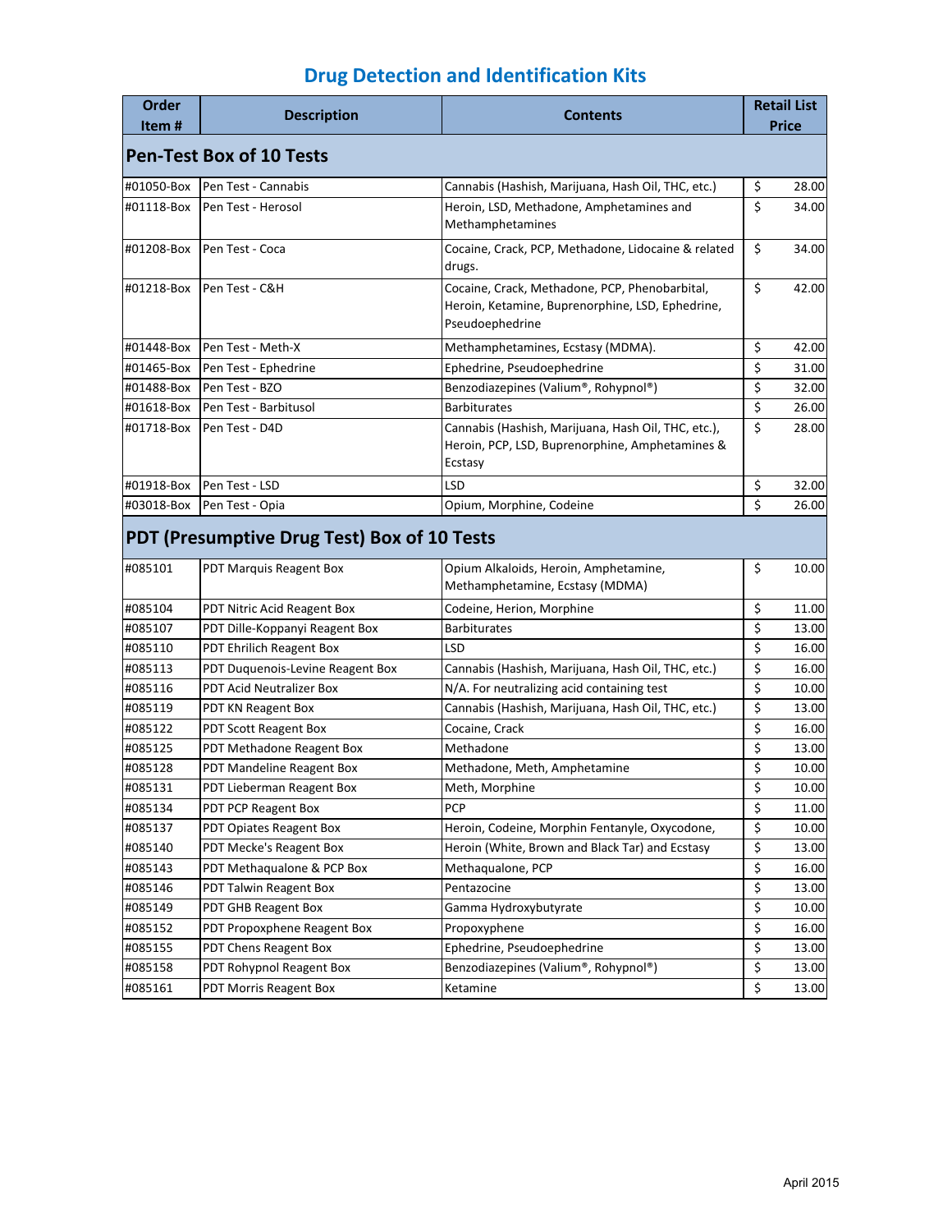# Drug Detection and Identification Kits

| Order Item # | Description | Contents | Retail List Price |
|---|---|---|---|
| **Pen-Test Box of 10 Tests** | | | |
| #01050-Box | Pen Test - Cannabis | Cannabis (Hashish, Marijuana, Hash Oil, THC, etc.) | $ 28.00 |
| #01118-Box | Pen Test - Herosol | Heroin, LSD, Methadone, Amphetamines and Methamphetamines | $ 34.00 |
| #01208-Box | Pen Test - Coca | Cocaine, Crack, PCP, Methadone, Lidocaine & related drugs. | $ 34.00 |
| #01218-Box | Pen Test - C&H | Cocaine, Crack, Methadone, PCP, Phenobarbital, Heroin, Ketamine, Buprenorphine, LSD, Ephedrine, Pseudoephedrine | $ 42.00 |
| #01448-Box | Pen Test - Meth-X | Methamphetamines, Ecstasy (MDMA). | $ 42.00 |
| #01465-Box | Pen Test - Ephedrine | Ephedrine, Pseudoephedrine | $ 31.00 |
| #01488-Box | Pen Test - BZO | Benzodiazepines (Valium®, Rohypnol®) | $ 32.00 |
| #01618-Box | Pen Test - Barbitusol | Barbiturates | $ 26.00 |
| #01718-Box | Pen Test - D4D | Cannabis (Hashish, Marijuana, Hash Oil, THC, etc.), Heroin, PCP, LSD, Buprenorphine, Amphetamines & Ecstasy | $ 28.00 |
| #01918-Box | Pen Test - LSD | LSD | $ 32.00 |
| #03018-Box | Pen Test - Opia | Opium, Morphine, Codeine | $ 26.00 |
| **PDT (Presumptive Drug Test) Box of 10 Tests** | | | |
| #085101 | PDT Marquis Reagent Box | Opium Alkaloids, Heroin, Amphetamine, Methamphetamine, Ecstasy (MDMA) | $ 10.00 |
| #085104 | PDT Nitric Acid Reagent Box | Codeine, Herion, Morphine | $ 11.00 |
| #085107 | PDT Dille-Koppanyi Reagent Box | Barbiturates | $ 13.00 |
| #085110 | PDT Ehrlich Reagent Box | LSD | $ 16.00 |
| #085113 | PDT Duquenois-Levine Reagent Box | Cannabis (Hashish, Marijuana, Hash Oil, THC, etc.) | $ 16.00 |
| #085116 | PDT Acid Neutralizer Box | N/A. For neutralizing acid containing test | $ 10.00 |
| #085119 | PDT KN Reagent Box | Cannabis (Hashish, Marijuana, Hash Oil, THC, etc.) | $ 13.00 |
| #085122 | PDT Scott Reagent Box | Cocaine, Crack | $ 16.00 |
| #085125 | PDT Methadone Reagent Box | Methadone | $ 13.00 |
| #085128 | PDT Mandeline Reagent Box | Methadone, Meth, Amphetamine | $ 10.00 |
| #085131 | PDT Lieberman Reagent Box | Meth, Morphine | $ 10.00 |
| #085134 | PDT PCP Reagent Box | PCP | $ 11.00 |
| #085137 | PDT Opiates Reagent Box | Heroin, Codeine, Morphin Fentanyle, Oxycodone, | $ 10.00 |
| #085140 | PDT Mecke's Reagent Box | Heroin (White, Brown and Black Tar) and Ecstasy | $ 13.00 |
| #085143 | PDT Methaqualone & PCP Box | Methaqualone, PCP | $ 16.00 |
| #085146 | PDT Talwin Reagent Box | Pentazocine | $ 13.00 |
| #085149 | PDT GHB Reagent Box | Gamma Hydroxybutyrate | $ 10.00 |
| #085152 | PDT Propoxphene Reagent Box | Propoxyphene | $ 16.00 |
| #085155 | PDT Chens Reagent Box | Ephedrine, Pseudoephedrine | $ 13.00 |
| #085158 | PDT Rohypnol Reagent Box | Benzodiazepines (Valium®, Rohypnol®) | $ 13.00 |
| #085161 | PDT Morris Reagent Box | Ketamine | $ 13.00 |

April 2015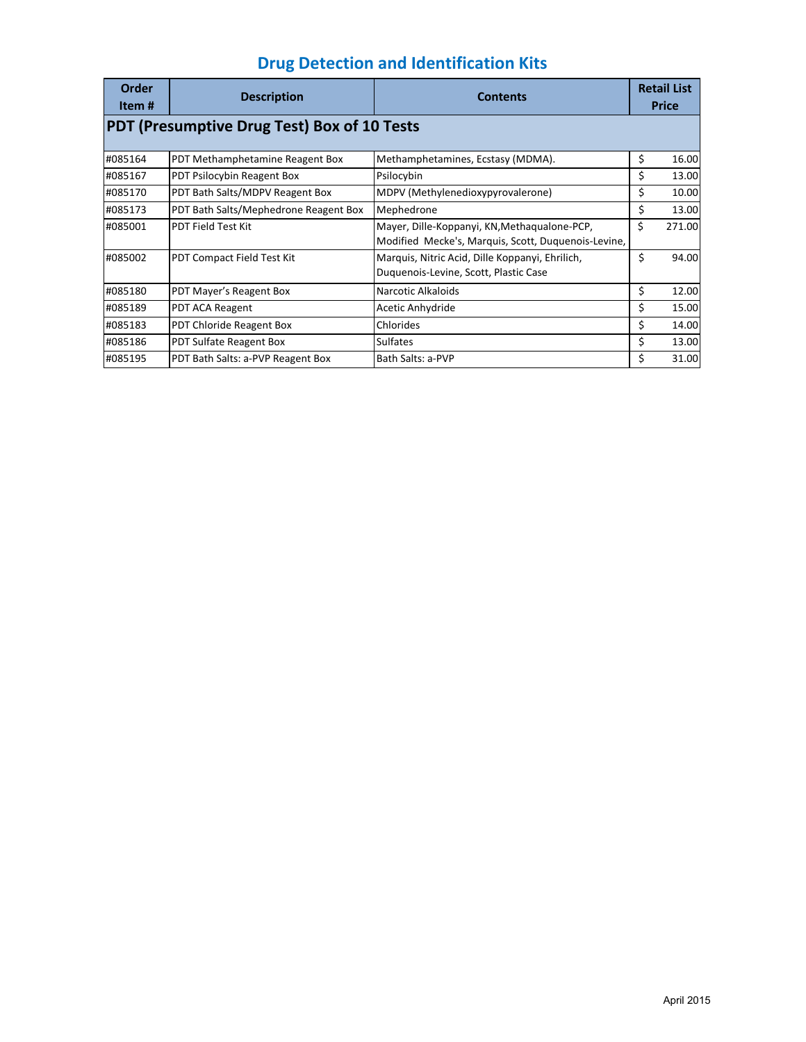# Drug Detection and Identification Kits

| Order Item # | Description | Contents | Retail List Price |
|---|---|---|---|
| **PDT (Presumptive Drug Test) Box of 10 Tests** | | | |
| #085164 | PDT Methamphetamine Reagent Box | Methamphetamines, Ecstasy (MDMA). | $ 16.00 |
| #085167 | PDT Psilocybin Reagent Box | Psilocybin | $ 13.00 |
| #085170 | PDT Bath Salts/MDPV Reagent Box | MDPV (Methylenedioxypyrovalerone) | $ 10.00 |
| #085173 | PDT Bath Salts/Mephedrone Reagent Box | Mephedrone | $ 13.00 |
| #085001 | PDT Field Test Kit | Mayer, Dille-Koppanyi, KN,Methaqualone-PCP, Modified Mecke's, Marquis, Scott, Duquenois-Levine, | $ 271.00 |
| #085002 | PDT Compact Field Test Kit | Marquis, Nitric Acid, Dille Koppanyi, Ehrilich, Duquenois-Levine, Scott, Plastic Case | $ 94.00 |
| #085180 | PDT Mayer's Reagent Box | Narcotic Alkaloids | $ 12.00 |
| #085189 | PDT ACA Reagent | Acetic Anhydride | $ 15.00 |
| #085183 | PDT Chloride Reagent Box | Chlorides | $ 14.00 |
| #085186 | PDT Sulfate Reagent Box | Sulfates | $ 13.00 |
| #085195 | PDT Bath Salts: a-PVP Reagent Box | Bath Salts: a-PVP | $ 31.00 |

April 2015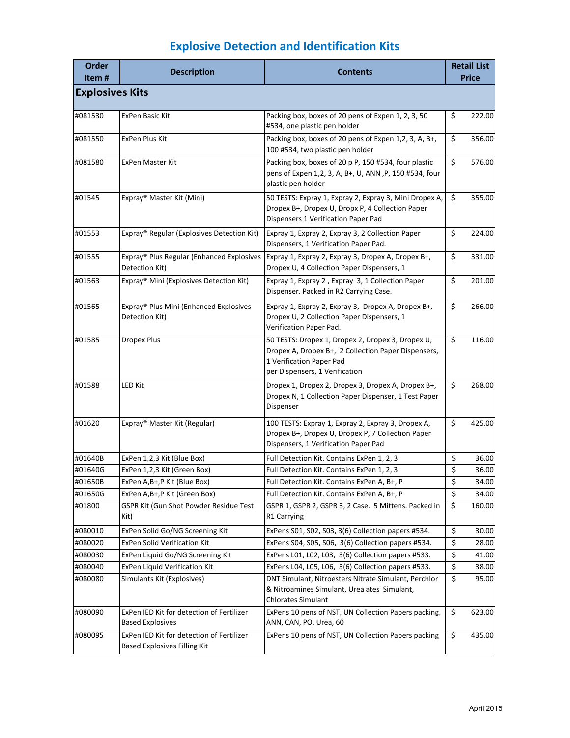# Explosive Detection and Identification Kits

| Order Item # | Description | Contents | Retail List Price |
|---|---|---|---|
| **Explosives Kits** | | | |
| #081530 | ExPen Basic Kit | Packing box, boxes of 20 pens of Expen 1, 2, 3, 50 #534, one plastic pen holder | $ 222.00 |
| #081550 | ExPen Plus Kit | Packing box, boxes of 20 pens of Expen 1,2, 3, A, B+, 100 #534, two plastic pen holder | $ 356.00 |
| #081580 | ExPen Master Kit | Packing box, boxes of 20 p P, 150 #534, four plastic pens of Expen 1,2, 3, A, B+, U, ANN ,P, 150 #534, four plastic pen holder | $ 576.00 |
| #01545 | Expray® Master Kit (Mini) | 50 TESTS: Expray 1, Expray 2, Expray 3, Mini Dropex A, Dropex B+, Dropex U, Dropx P, 4 Collection Paper Dispensers 1 Verification Paper Pad | $ 355.00 |
| #01553 | Expray® Regular (Explosives Detection Kit) | Expray 1, Expray 2, Expray 3, 2 Collection Paper Dispensers, 1 Verification Paper Pad. | $ 224.00 |
| #01555 | Expray® Plus Regular (Enhanced Explosives Detection Kit) | Expray 1, Expray 2, Expray 3, Dropex A, Dropex B+, Dropex U, 4 Collection Paper Dispensers, 1 | $ 331.00 |
| #01563 | Expray® Mini (Explosives Detection Kit) | Expray 1, Expray 2 , Expray 3, 1 Collection Paper Dispenser. Packed in R2 Carrying Case. | $ 201.00 |
| #01565 | Expray® Plus Mini (Enhanced Explosives Detection Kit) | Expray 1, Expray 2, Expray 3, Dropex A, Dropex B+, Dropex U, 2 Collection Paper Dispensers, 1 Verification Paper Pad. | $ 266.00 |
| #01585 | Dropex Plus | 50 TESTS: Dropex 1, Dropex 2, Dropex 3, Dropex U, Dropex A, Dropex B+, 2 Collection Paper Dispensers, 1 Verification Paper Pad per Dispensers, 1 Verification | $ 116.00 |
| #01588 | LED Kit | Dropex 1, Dropex 2, Dropex 3, Dropex A, Dropex B+, Dropex N, 1 Collection Paper Dispenser, 1 Test Paper Dispenser | $ 268.00 |
| #01620 | Expray® Master Kit (Regular) | 100 TESTS: Expray 1, Expray 2, Expray 3, Dropex A, Dropex B+, Dropex U, Dropex P, 7 Collection Paper Dispensers, 1 Verification Paper Pad | $ 425.00 |
| #01640B | ExPen 1,2,3 Kit (Blue Box) | Full Detection Kit. Contains ExPen 1, 2, 3 | $ 36.00 |
| #01640G | ExPen 1,2,3 Kit (Green Box) | Full Detection Kit. Contains ExPen 1, 2, 3 | $ 36.00 |
| #01650B | ExPen A,B+,P Kit (Blue Box) | Full Detection Kit. Contains ExPen A, B+, P | $ 34.00 |
| #01650G | ExPen A,B+,P Kit (Green Box) | Full Detection Kit. Contains ExPen A, B+, P | $ 34.00 |
| #01800 | GSPR Kit (Gun Shot Powder Residue Test Kit) | GSPR 1, GSPR 2, GSPR 3, 2 Case. 5 Mittens. Packed in R1 Carrying | $ 160.00 |
| #080010 | ExPen Solid Go/NG Screening Kit | ExPens S01, S02, S03, 3(6) Collection papers #534. | $ 30.00 |
| #080020 | ExPen Solid Verification Kit | ExPens S04, S05, S06, 3(6) Collection papers #534. | $ 28.00 |
| #080030 | ExPen Liquid Go/NG Screening Kit | ExPens L01, L02, L03, 3(6) Collection papers #533. | $ 41.00 |
| #080040 | ExPen Liquid Verification Kit | ExPens L04, L05, L06, 3(6) Collection papers #533. | $ 38.00 |
| #080080 | Simulants Kit (Explosives) | DNT Simulant, Nitroesters Nitrate Simulant, Perchlor & Nitroamines Simulant, Urea ates Simulant, Chlorates Simulant | $ 95.00 |
| #080090 | ExPen IED Kit for detection of Fertilizer Based Explosives | ExPens 10 pens of NST, UN Collection Papers packing, ANN, CAN, PO, Urea, 60 | $ 623.00 |
| #080095 | ExPen IED Kit for detection of Fertilizer Based Explosives Filling Kit | ExPens 10 pens of NST, UN Collection Papers packing | $ 435.00 |

April 2015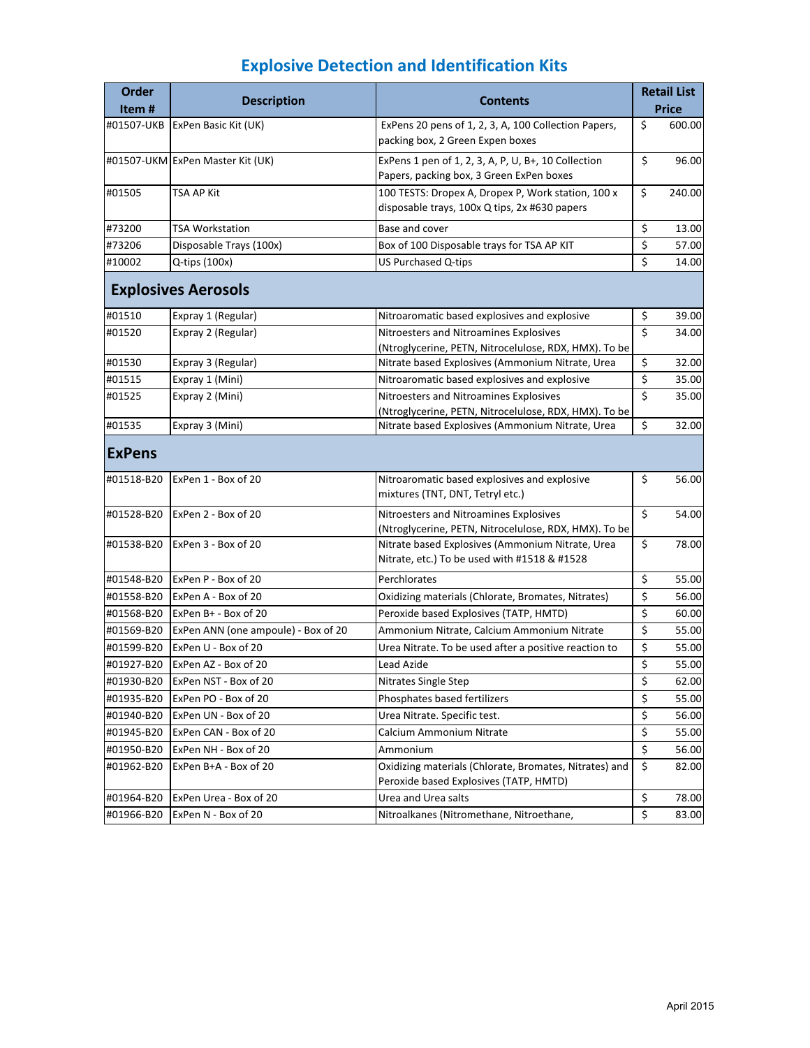# Explosive Detection and Identification Kits

| Order Item # | Description | Contents | Retail List Price |
|---|---|---|---|
| #01507-UKB | ExPen Basic Kit (UK) | ExPens 20 pens of 1, 2, 3, A, 100 Collection Papers, packing box, 2 Green Expen boxes | $ 600.00 |
| #01507-UKM | ExPen Master Kit (UK) | ExPens 1 pen of 1, 2, 3, A, P, U, B+, 10 Collection Papers, packing box, 3 Green ExPen boxes | $ 96.00 |
| #01505 | TSA AP Kit | 100 TESTS: Dropex A, Dropex P, Work station, 100 x disposable trays, 100x Q tips, 2x #630 papers | $ 240.00 |
| #73200 | TSA Workstation | Base and cover | $ 13.00 |
| #73206 | Disposable Trays (100x) | Box of 100 Disposable trays for TSA AP KIT | $ 57.00 |
| #10002 | Q-tips (100x) | US Purchased Q-tips | $ 14.00 |
| **Explosives Aerosols** | | | |
| #01510 | Expray 1 (Regular) | Nitroaromatic based explosives and explosive | $ 39.00 |
| #01520 | Expray 2 (Regular) | Nitroesters and Nitroamines Explosives (Ntroglycerine, PETN, Nitrocelulose, RDX, HMX). To be | $ 34.00 |
| #01530 | Expray 3 (Regular) | Nitrate based Explosives (Ammonium Nitrate, Urea | $ 32.00 |
| #01515 | Expray 1 (Mini) | Nitroaromatic based explosives and explosive | $ 35.00 |
| #01525 | Expray 2 (Mini) | Nitroesters and Nitroamines Explosives (Ntroglycerine, PETN, Nitrocelulose, RDX, HMX). To be | $ 35.00 |
| #01535 | Expray 3 (Mini) | Nitrate based Explosives (Ammonium Nitrate, Urea | $ 32.00 |
| **ExPens** | | | |
| #01518-B20 | ExPen 1 - Box of 20 | Nitroaromatic based explosives and explosive mixtures (TNT, DNT, Tetryl etc.) | $ 56.00 |
| #01528-B20 | ExPen 2 - Box of 20 | Nitroesters and Nitroamines Explosives (Ntroglycerine, PETN, Nitrocelulose, RDX, HMX). To be | $ 54.00 |
| #01538-B20 | ExPen 3 - Box of 20 | Nitrate based Explosives (Ammonium Nitrate, Urea Nitrate, etc.) To be used with #1518 & #1528 | $ 78.00 |
| #01548-B20 | ExPen P - Box of 20 | Perchlorates | $ 55.00 |
| #01558-B20 | ExPen A - Box of 20 | Oxidizing materials (Chlorate, Bromates, Nitrates) | $ 56.00 |
| #01568-B20 | ExPen B+ - Box of 20 | Peroxide based Explosives (TATP, HMTD) | $ 60.00 |
| #01569-B20 | ExPen ANN (one ampoule) - Box of 20 | Ammonium Nitrate, Calcium Ammonium Nitrate | $ 55.00 |
| #01599-B20 | ExPen U - Box of 20 | Urea Nitrate. To be used after a positive reaction to | $ 55.00 |
| #01927-B20 | ExPen AZ - Box of 20 | Lead Azide | $ 55.00 |
| #01930-B20 | ExPen NST - Box of 20 | Nitrates Single Step | $ 62.00 |
| #01935-B20 | ExPen PO - Box of 20 | Phosphates based fertilizers | $ 55.00 |
| #01940-B20 | ExPen UN - Box of 20 | Urea Nitrate. Specific test. | $ 56.00 |
| #01945-B20 | ExPen CAN - Box of 20 | Calcium Ammonium Nitrate | $ 55.00 |
| #01950-B20 | ExPen NH - Box of 20 | Ammonium | $ 56.00 |
| #01962-B20 | ExPen B+A - Box of 20 | Oxidizing materials (Chlorate, Bromates, Nitrates) and Peroxide based Explosives (TATP, HMTD) | $ 82.00 |
| #01964-B20 | ExPen Urea - Box of 20 | Urea and Urea salts | $ 78.00 |
| #01966-B20 | ExPen N - Box of 20 | Nitroalkanes (Nitromethane, Nitroethane, | $ 83.00 |

April 2015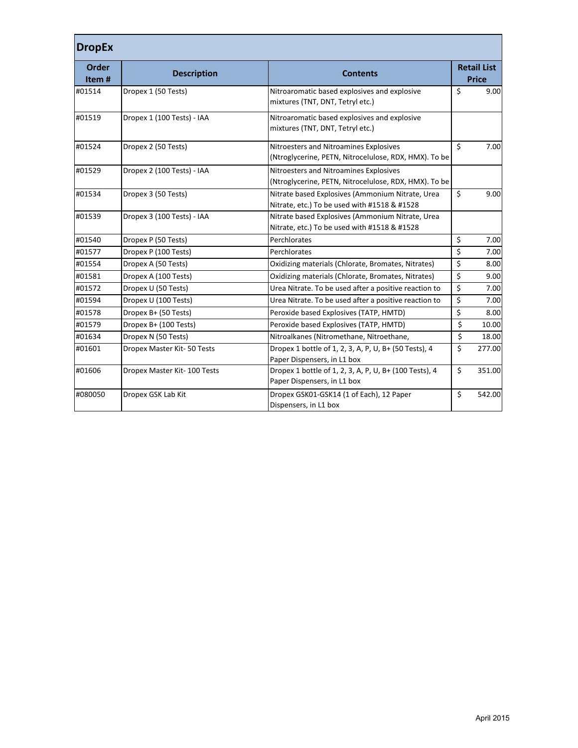## DropEx

| Order Item # | Description | Contents | Retail List Price |
|---|---|---|---|
| #01514 | Dropex 1 (50 Tests) | Nitroaromatic based explosives and explosive mixtures (TNT, DNT, Tetryl etc.) | $ 9.00 |
| #01519 | Dropex 1 (100 Tests) - IAA | Nitroaromatic based explosives and explosive mixtures (TNT, DNT, Tetryl etc.) | |
| #01524 | Dropex 2 (50 Tests) | Nitroesters and Nitroamines Explosives (Ntroglycerine, PETN, Nitrocelulose, RDX, HMX). To be | $ 7.00 |
| #01529 | Dropex 2 (100 Tests) - IAA | Nitroesters and Nitroamines Explosives (Ntroglycerine, PETN, Nitrocelulose, RDX, HMX). To be | |
| #01534 | Dropex 3 (50 Tests) | Nitrate based Explosives (Ammonium Nitrate, Urea Nitrate, etc.) To be used with #1518 & #1528 | $ 9.00 |
| #01539 | Dropex 3 (100 Tests) - IAA | Nitrate based Explosives (Ammonium Nitrate, Urea Nitrate, etc.) To be used with #1518 & #1528 | |
| #01540 | Dropex P (50 Tests) | Perchlorates | $ 7.00 |
| #01577 | Dropex P (100 Tests) | Perchlorates | $ 7.00 |
| #01554 | Dropex A (50 Tests) | Oxidizing materials (Chlorate, Bromates, Nitrates) | $ 8.00 |
| #01581 | Dropex A (100 Tests) | Oxidizing materials (Chlorate, Bromates, Nitrates) | $ 9.00 |
| #01572 | Dropex U (50 Tests) | Urea Nitrate. To be used after a positive reaction to | $ 7.00 |
| #01594 | Dropex U (100 Tests) | Urea Nitrate. To be used after a positive reaction to | $ 7.00 |
| #01578 | Dropex B+ (50 Tests) | Peroxide based Explosives (TATP, HMTD) | $ 8.00 |
| #01579 | Dropex B+ (100 Tests) | Peroxide based Explosives (TATP, HMTD) | $ 10.00 |
| #01634 | Dropex N (50 Tests) | Nitroalkanes (Nitromethane, Nitroethane, | $ 18.00 |
| #01601 | Dropex Master Kit- 50 Tests | Dropex 1 bottle of 1, 2, 3, A, P, U, B+ (50 Tests), 4 Paper Dispensers, in L1 box | $ 277.00 |
| #01606 | Dropex Master Kit- 100 Tests | Dropex 1 bottle of 1, 2, 3, A, P, U, B+ (100 Tests), 4 Paper Dispensers, in L1 box | $ 351.00 |
| #080050 | Dropex GSK Lab Kit | Dropex GSK01-GSK14 (1 of Each), 12 Paper Dispensers, in L1 box | $ 542.00 |

April 2015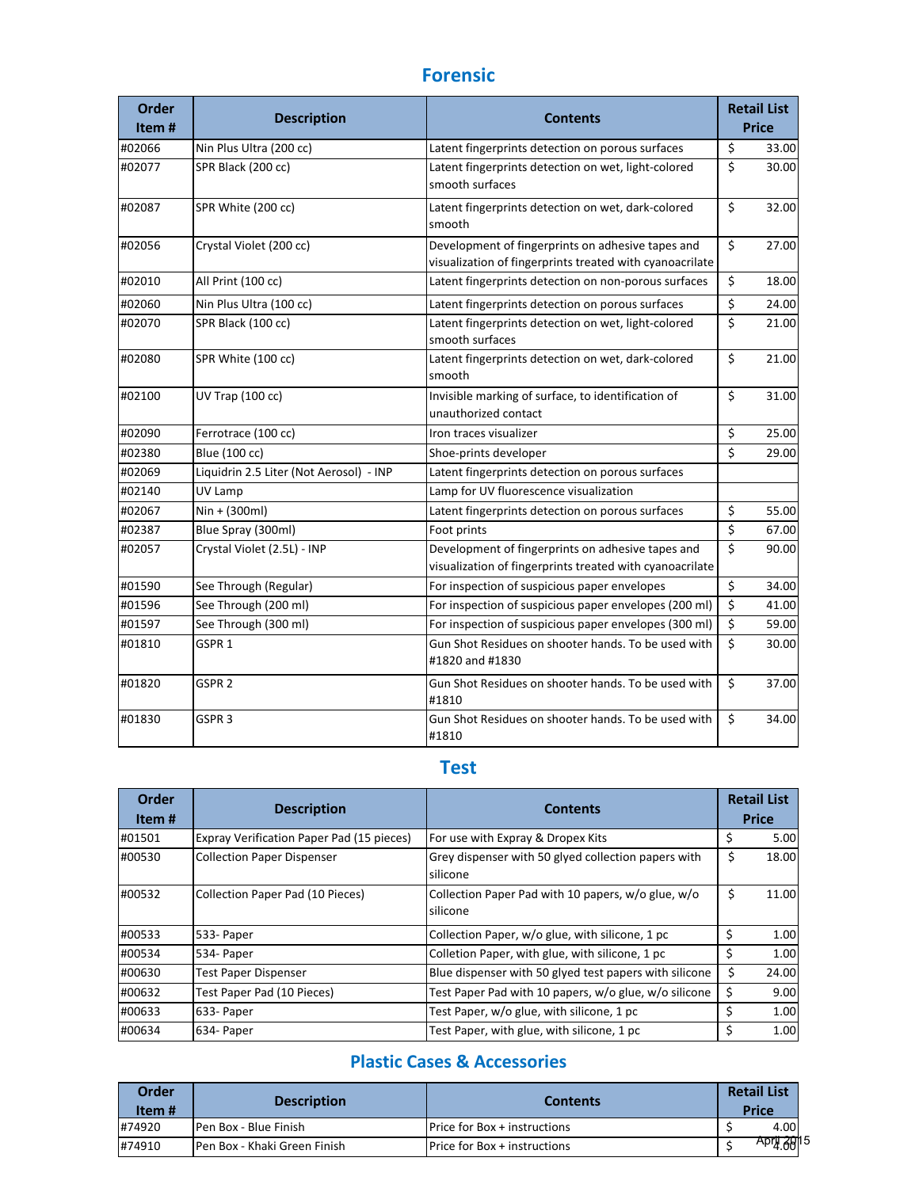## Forensic

| Order Item # | Description | Contents | Retail List Price |
|---|---|---|---|
| #02066 | Nin Plus Ultra (200 cc) | Latent fingerprints detection on porous surfaces | $ 33.00 |
| #02077 | SPR Black (200 cc) | Latent fingerprints detection on wet, light-colored smooth surfaces | $ 30.00 |
| #02087 | SPR White (200 cc) | Latent fingerprints detection on wet, dark-colored smooth | $ 32.00 |
| #02056 | Crystal Violet (200 cc) | Development of fingerprints on adhesive tapes and visualization of fingerprints treated with cyanoacrilate | $ 27.00 |
| #02010 | All Print (100 cc) | Latent fingerprints detection on non-porous surfaces | $ 18.00 |
| #02060 | Nin Plus Ultra (100 cc) | Latent fingerprints detection on porous surfaces | $ 24.00 |
| #02070 | SPR Black (100 cc) | Latent fingerprints detection on wet, light-colored smooth surfaces | $ 21.00 |
| #02080 | SPR White (100 cc) | Latent fingerprints detection on wet, dark-colored smooth | $ 21.00 |
| #02100 | UV Trap (100 cc) | Invisible marking of surface, to identification of unauthorized contact | $ 31.00 |
| #02090 | Ferrotrace (100 cc) | Iron traces visualizer | $ 25.00 |
| #02380 | Blue (100 cc) | Shoe-prints developer | $ 29.00 |
| #02069 | Liquidrin 2.5 Liter (Not Aerosol) - INP | Latent fingerprints detection on porous surfaces | |
| #02140 | UV Lamp | Lamp for UV fluorescence visualization | |
| #02067 | Nin + (300ml) | Latent fingerprints detection on porous surfaces | $ 55.00 |
| #02387 | Blue Spray (300ml) | Foot prints | $ 67.00 |
| #02057 | Crystal Violet (2.5L) - INP | Development of fingerprints on adhesive tapes and visualization of fingerprints treated with cyanoacrilate | $ 90.00 |
| #01590 | See Through (Regular) | For inspection of suspicious paper envelopes | $ 34.00 |
| #01596 | See Through (200 ml) | For inspection of suspicious paper envelopes (200 ml) | $ 41.00 |
| #01597 | See Through (300 ml) | For inspection of suspicious paper envelopes (300 ml) | $ 59.00 |
| #01810 | GSPR 1 | Gun Shot Residues on shooter hands. To be used with #1820 and #1830 | $ 30.00 |
| #01820 | GSPR 2 | Gun Shot Residues on shooter hands. To be used with #1810 | $ 37.00 |
| #01830 | GSPR 3 | Gun Shot Residues on shooter hands. To be used with #1810 | $ 34.00 |

## Test

| Order Item # | Description | Contents | Retail List Price |
|---|---|---|---|
| #01501 | Expray Verification Paper Pad (15 pieces) | For use with Expray & Dropex Kits | $ 5.00 |
| #00530 | Collection Paper Dispenser | Grey dispenser with 50 glyed collection papers with silicone | $ 18.00 |
| #00532 | Collection Paper Pad (10 Pieces) | Collection Paper Pad with 10 papers, w/o glue, w/o silicone | $ 11.00 |
| #00533 | 533- Paper | Collection Paper, w/o glue, with silicone, 1 pc | $ 1.00 |
| #00534 | 534- Paper | Colletion Paper, with glue, with silicone, 1 pc | $ 1.00 |
| #00630 | Test Paper Dispenser | Blue dispenser with 50 glyed test papers with silicone | $ 24.00 |
| #00632 | Test Paper Pad (10 Pieces) | Test Paper Pad with 10 papers, w/o glue, w/o silicone | $ 9.00 |
| #00633 | 633- Paper | Test Paper, w/o glue, with silicone, 1 pc | $ 1.00 |
| #00634 | 634- Paper | Test Paper, with glue, with silicone, 1 pc | $ 1.00 |

## Plastic Cases & Accessories

| Order Item # | Description | Contents | Retail List Price |
|---|---|---|---|
| #74920 | Pen Box - Blue Finish | Price for Box + instructions | $ 4.00 |
| #74910 | Pen Box - Khaki Green Finish | Price for Box + instructions | $ 4.00 |